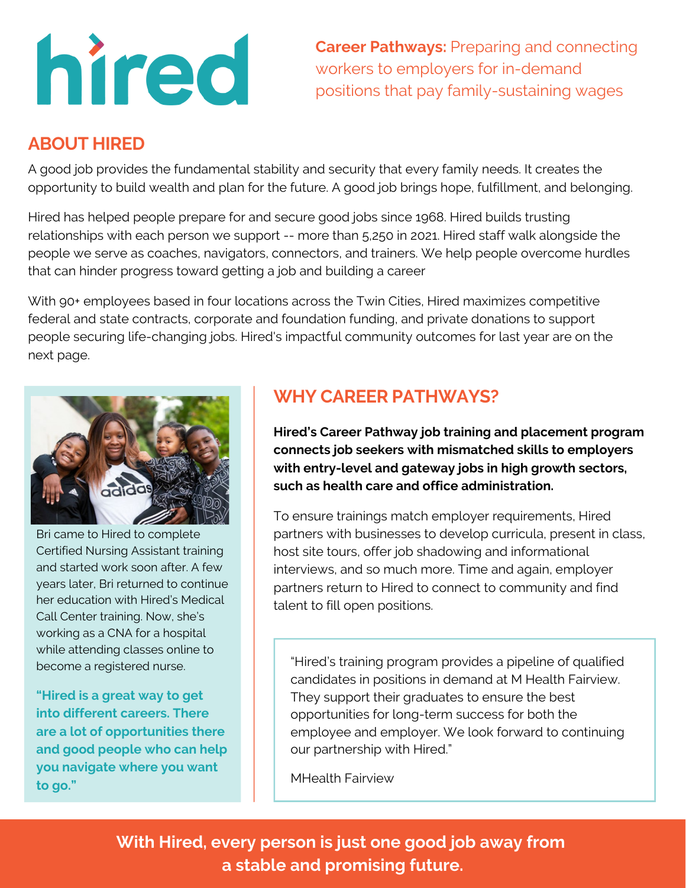# hired

**Career Pathways:** Preparing and connecting workers to employers for in-demand positions that pay family-sustaining wages

## ABOUT HIRED

A good job provides the fundamental stability and security that every family needs. It creates the opportunity to build wealth and plan for the future. A good job brings hope, fulfillment, and belonging.

Hired has helped people prepare for and secure good jobs since 1968. Hired builds trusting relationships with each person we support -- more than 5,250 in 2021. Hired staff walk alongside the people we serve as coaches, navigators, connectors, and trainers. We help people overcome hurdles that can hinder progress toward getting a job and building a career

With 90+ employees based in four locations across the Twin Cities, Hired maximizes competitive federal and state contracts, corporate and foundation funding, and private donations to support people securing life-changing jobs. Hired's impactful community outcomes for last year are on the next page.

Bri came to Hired to complete Certified Nursing Assistant training and started work soon after. A few years later, Bri returned to continue her education with Hired's Medical Call Center training. Now, she's working as a CNA for a hospital while attending classes online to become a registered nurse.

**"Hired is a great way to get into different careers. There are a lot of opportunities there and good people who can help you navigate where you want to go."**

## WHY CAREER PATHWAYS?

**Hired's Career Pathway job training and placement program connects job seekers with mismatched skills to employers with entry-level and gateway jobs in high growth sectors, such as health care and office administration.**

To ensure trainings match employer requirements, Hired partners with businesses to develop curricula, present in class, host site tours, offer job shadowing and informational interviews, and so much more. Time and again, employer partners return to Hired to connect to community and find talent to fill open positions.

> "Hired's training program provides a pipeline of qualified candidates in positions in demand at M Health Fairview. They support their graduates to ensure the best opportunities for long-term success for both the employee and employer. We look forward to continuing our partnership with Hired."
>
> MHealth Fairview

**With Hired, every person is just one good job away from a stable and promising future.**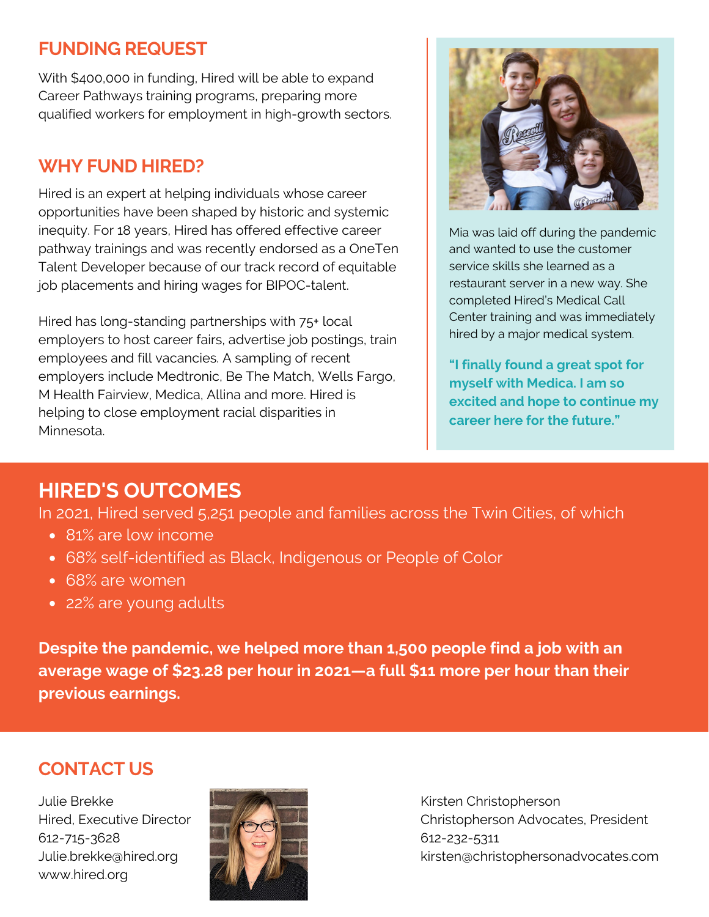## FUNDING REQUEST

With $400,000 in funding, Hired will be able to expand Career Pathways training programs, preparing more qualified workers for employment in high-growth sectors.

## WHY FUND HIRED?

Hired is an expert at helping individuals whose career opportunities have been shaped by historic and systemic inequity. For 18 years, Hired has offered effective career pathway trainings and was recently endorsed as a OneTen Talent Developer because of our track record of equitable job placements and hiring wages for BIPOC-talent.

Hired has long-standing partnerships with 75+ local employers to host career fairs, advertise job postings, train employees and fill vacancies. A sampling of recent employers include Medtronic, Be The Match, Wells Fargo, M Health Fairview, Medica, Allina and more. Hired is helping to close employment racial disparities in Minnesota.

Mia was laid off during the pandemic and wanted to use the customer service skills she learned as a restaurant server in a new way. She completed Hired's Medical Call Center training and was immediately hired by a major medical system.

**"I finally found a great spot for myself with Medica. I am so excited and hope to continue my career here for the future."**

## HIRED'S OUTCOMES

In 2021, Hired served 5,251 people and families across the Twin Cities, of which

- 81% are low income
- 68% self-identified as Black, Indigenous or People of Color
- 68% are women
- 22% are young adults

**Despite the pandemic, we helped more than 1,500 people find a job with an average wage of $23.28 per hour in 2021—a full $11 more per hour than their previous earnings.**

## CONTACT US

Julie Brekke
Hired, Executive Director
612-715-3628
Julie.brekke@hired.org
www.hired.org

Kirsten Christopherson
Christopherson Advocates, President
612-232-5311
kirsten@christophersonadvocates.com